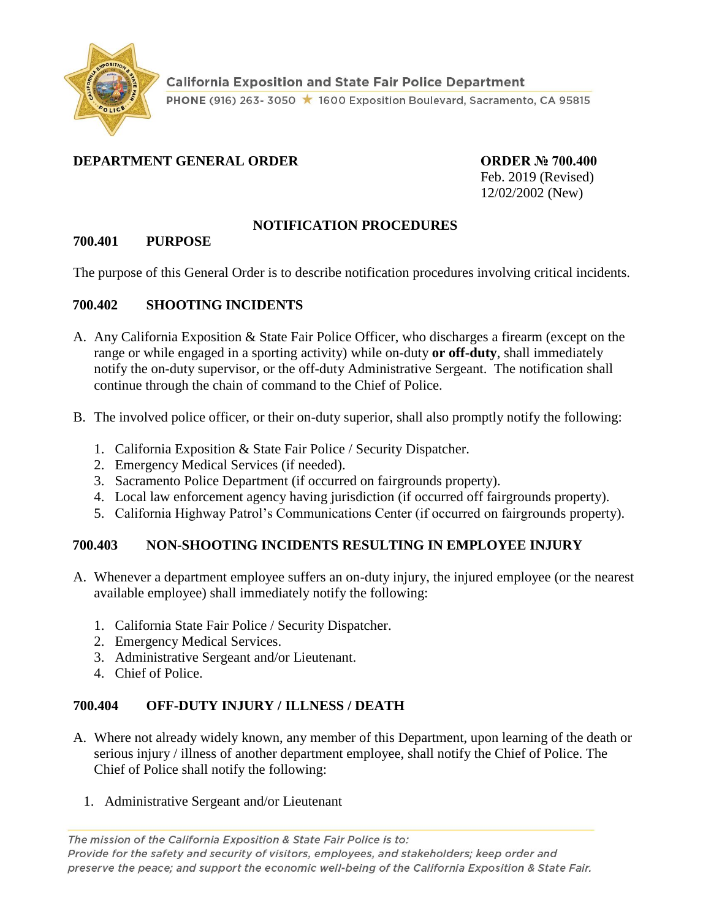California Exposition and State Fair Police Department

PHONE (916) 263- 3050 ★ 1600 Exposition Boulevard, Sacramento, CA 95815

**DEPARTMENT GENERAL ORDER**

**ORDER № 700.400**
Feb. 2019 (Revised)
12/02/2002 (New)

## NOTIFICATION PROCEDURES

### 700.401 PURPOSE

The purpose of this General Order is to describe notification procedures involving critical incidents.

### 700.402 SHOOTING INCIDENTS

A. Any California Exposition & State Fair Police Officer, who discharges a firearm (except on the range or while engaged in a sporting activity) while on-duty **or off-duty**, shall immediately notify the on-duty supervisor, or the off-duty Administrative Sergeant. The notification shall continue through the chain of command to the Chief of Police.

B. The involved police officer, or their on-duty superior, shall also promptly notify the following:

1. California Exposition & State Fair Police / Security Dispatcher.
2. Emergency Medical Services (if needed).
3. Sacramento Police Department (if occurred on fairgrounds property).
4. Local law enforcement agency having jurisdiction (if occurred off fairgrounds property).
5. California Highway Patrol's Communications Center (if occurred on fairgrounds property).

### 700.403 NON-SHOOTING INCIDENTS RESULTING IN EMPLOYEE INJURY

A. Whenever a department employee suffers an on-duty injury, the injured employee (or the nearest available employee) shall immediately notify the following:

1. California State Fair Police / Security Dispatcher.
2. Emergency Medical Services.
3. Administrative Sergeant and/or Lieutenant.
4. Chief of Police.

### 700.404 OFF-DUTY INJURY / ILLNESS / DEATH

A. Where not already widely known, any member of this Department, upon learning of the death or serious injury / illness of another department employee, shall notify the Chief of Police. The Chief of Police shall notify the following:

1. Administrative Sergeant and/or Lieutenant

*The mission of the California Exposition & State Fair Police is to:*
*Provide for the safety and security of visitors, employees, and stakeholders; keep order and preserve the peace; and support the economic well-being of the California Exposition & State Fair.*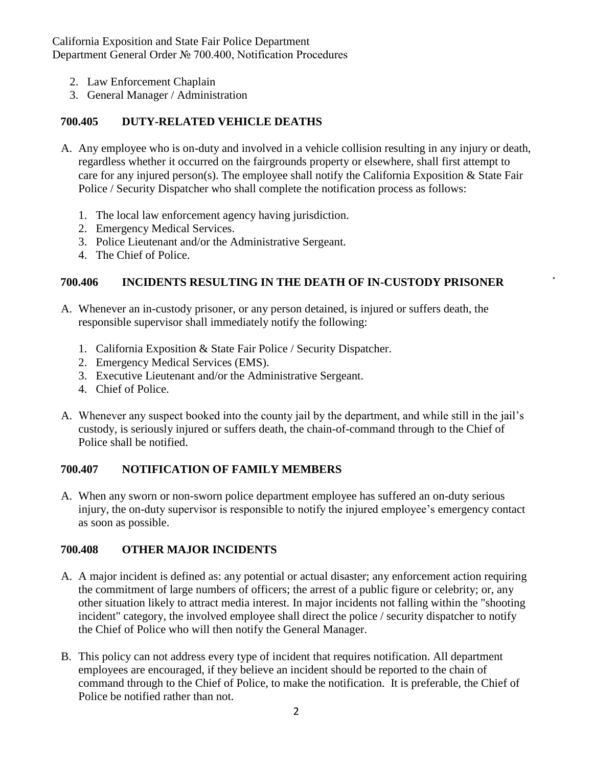2. Law Enforcement Chaplain
3. General Manager / Administration

## 700.405 DUTY-RELATED VEHICLE DEATHS

A. Any employee who is on-duty and involved in a vehicle collision resulting in any injury or death, regardless whether it occurred on the fairgrounds property or elsewhere, shall first attempt to care for any injured person(s). The employee shall notify the California Exposition & State Fair Police / Security Dispatcher who shall complete the notification process as follows:

   1. The local law enforcement agency having jurisdiction.
   2. Emergency Medical Services.
   3. Police Lieutenant and/or the Administrative Sergeant.
   4. The Chief of Police.

## 700.406 INCIDENTS RESULTING IN THE DEATH OF IN-CUSTODY PRISONER

A. Whenever an in-custody prisoner, or any person detained, is injured or suffers death, the responsible supervisor shall immediately notify the following:

   1. California Exposition & State Fair Police / Security Dispatcher.
   2. Emergency Medical Services (EMS).
   3. Executive Lieutenant and/or the Administrative Sergeant.
   4. Chief of Police.

A. Whenever any suspect booked into the county jail by the department, and while still in the jail's custody, is seriously injured or suffers death, the chain-of-command through to the Chief of Police shall be notified.

## 700.407 NOTIFICATION OF FAMILY MEMBERS

A. When any sworn or non-sworn police department employee has suffered an on-duty serious injury, the on-duty supervisor is responsible to notify the injured employee's emergency contact as soon as possible.

## 700.408 OTHER MAJOR INCIDENTS

A. A major incident is defined as: any potential or actual disaster; any enforcement action requiring the commitment of large numbers of officers; the arrest of a public figure or celebrity; or, any other situation likely to attract media interest. In major incidents not falling within the "shooting incident" category, the involved employee shall direct the police / security dispatcher to notify the Chief of Police who will then notify the General Manager.

B. This policy can not address every type of incident that requires notification. All department employees are encouraged, if they believe an incident should be reported to the chain of command through to the Chief of Police, to make the notification. It is preferable, the Chief of Police be notified rather than not.